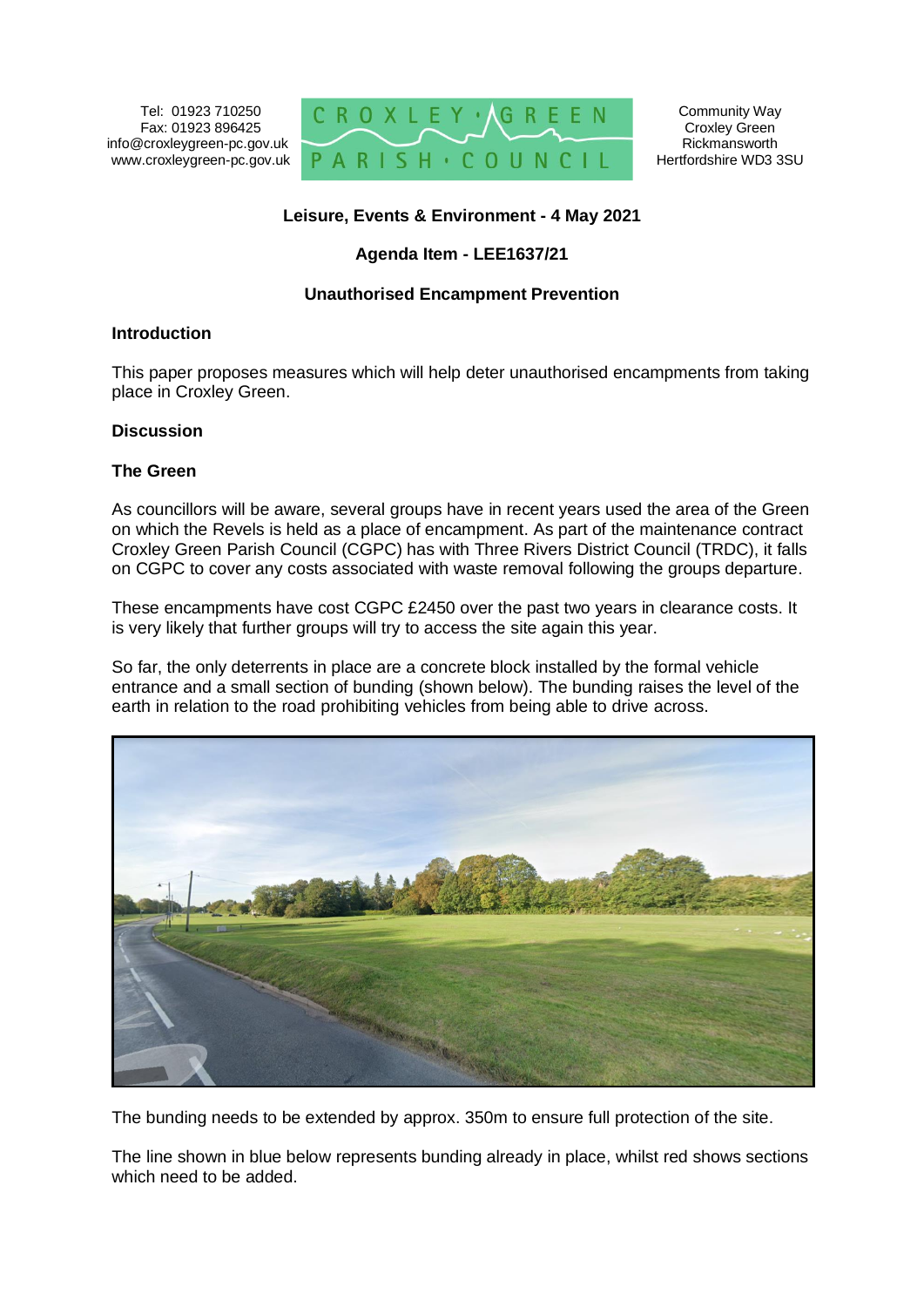Tel: 01923 710250
Fax: 01923 896425
info@croxleygreen-pc.gov.uk
www.croxleygreen-pc.gov.uk

CROXLEY GREEN PARISH COUNCIL

Community Way
Croxley Green
Rickmansworth
Hertfordshire WD3 3SU

**Leisure, Events & Environment - 4 May 2021**

**Agenda Item - LEE1637/21**

**Unauthorised Encampment Prevention**

## Introduction

This paper proposes measures which will help deter unauthorised encampments from taking place in Croxley Green.

## Discussion

### The Green

As councillors will be aware, several groups have in recent years used the area of the Green on which the Revels is held as a place of encampment. As part of the maintenance contract Croxley Green Parish Council (CGPC) has with Three Rivers District Council (TRDC), it falls on CGPC to cover any costs associated with waste removal following the groups departure.

These encampments have cost CGPC £2450 over the past two years in clearance costs. It is very likely that further groups will try to access the site again this year.

So far, the only deterrents in place are a concrete block installed by the formal vehicle entrance and a small section of bunding (shown below). The bunding raises the level of the earth in relation to the road prohibiting vehicles from being able to drive across.

The bunding needs to be extended by approx. 350m to ensure full protection of the site.

The line shown in blue below represents bunding already in place, whilst red shows sections which need to be added.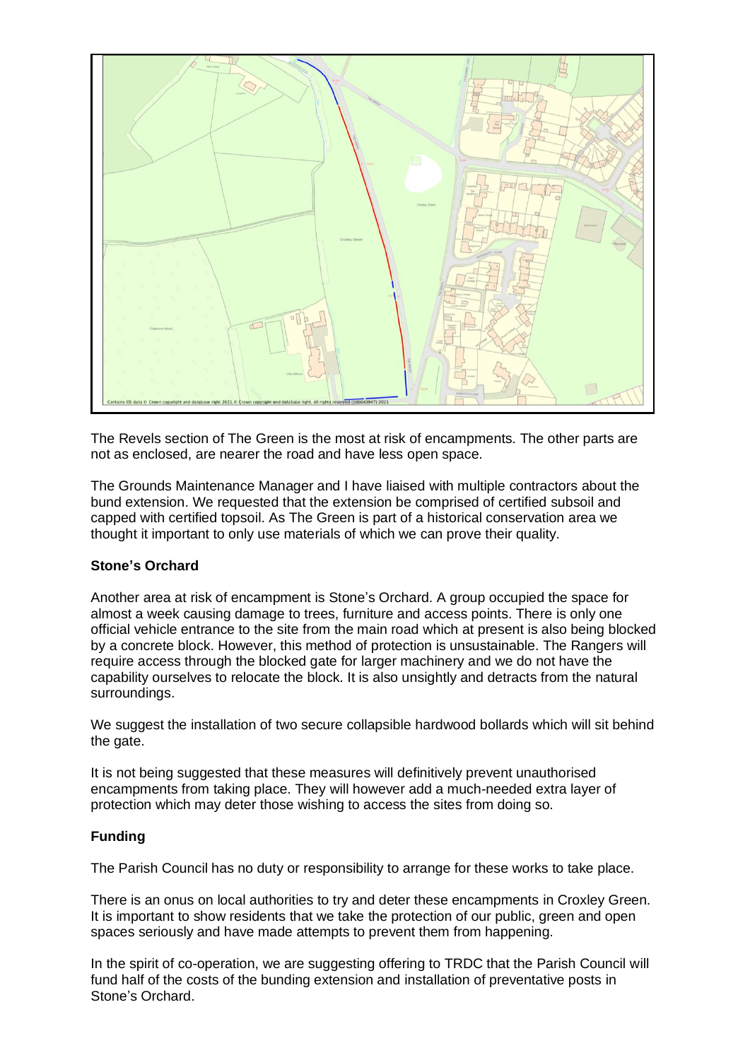The Revels section of The Green is the most at risk of encampments. The other parts are not as enclosed, are nearer the road and have less open space.

The Grounds Maintenance Manager and I have liaised with multiple contractors about the bund extension. We requested that the extension be comprised of certified subsoil and capped with certified topsoil. As The Green is part of a historical conservation area we thought it important to only use materials of which we can prove their quality.

**Stone's Orchard**

Another area at risk of encampment is Stone's Orchard. A group occupied the space for almost a week causing damage to trees, furniture and access points. There is only one official vehicle entrance to the site from the main road which at present is also being blocked by a concrete block. However, this method of protection is unsustainable. The Rangers will require access through the blocked gate for larger machinery and we do not have the capability ourselves to relocate the block. It is also unsightly and detracts from the natural surroundings.

We suggest the installation of two secure collapsible hardwood bollards which will sit behind the gate.

It is not being suggested that these measures will definitively prevent unauthorised encampments from taking place. They will however add a much-needed extra layer of protection which may deter those wishing to access the sites from doing so.

**Funding**

The Parish Council has no duty or responsibility to arrange for these works to take place.

There is an onus on local authorities to try and deter these encampments in Croxley Green. It is important to show residents that we take the protection of our public, green and open spaces seriously and have made attempts to prevent them from happening.

In the spirit of co-operation, we are suggesting offering to TRDC that the Parish Council will fund half of the costs of the bunding extension and installation of preventative posts in Stone's Orchard.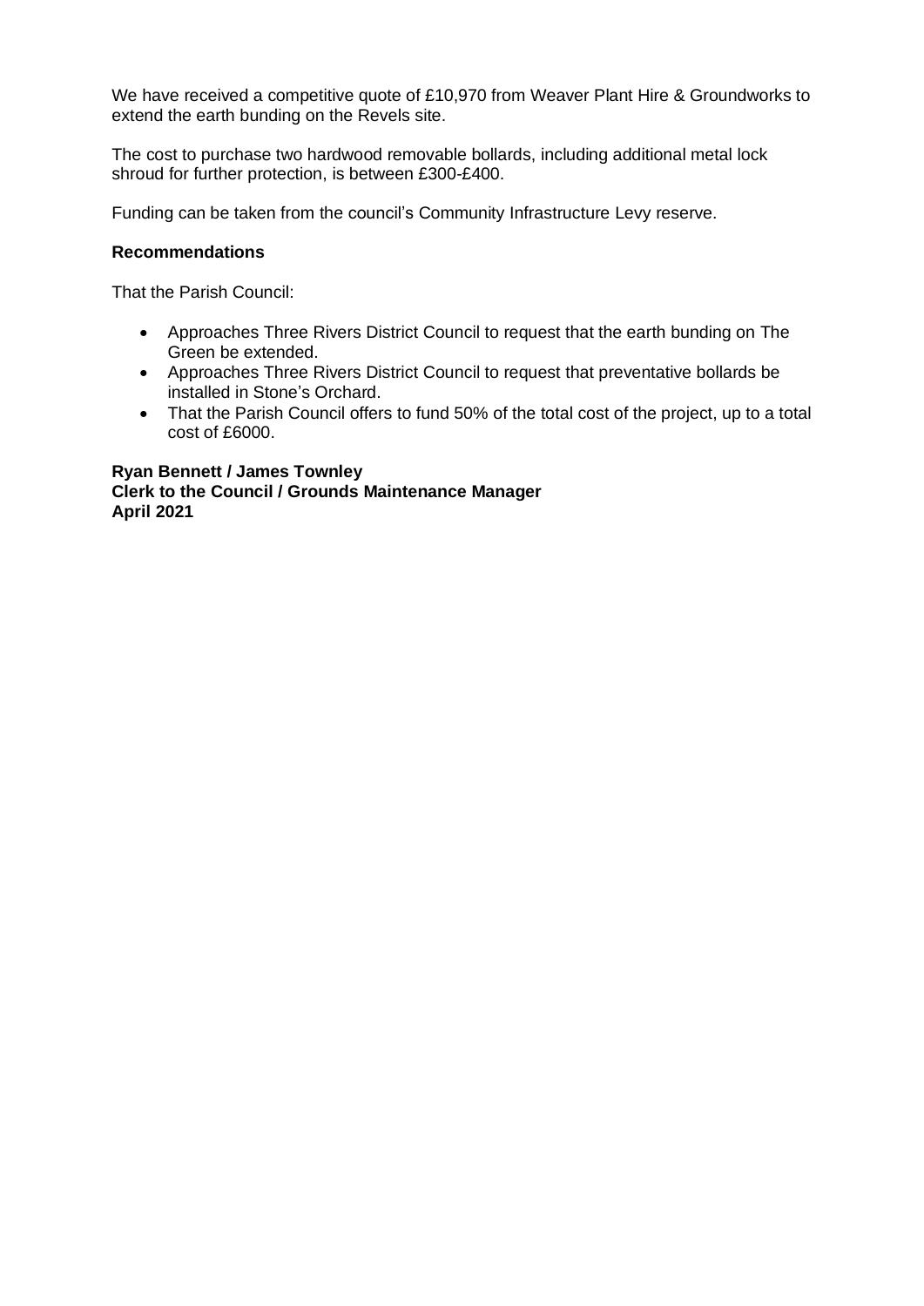We have received a competitive quote of £10,970 from Weaver Plant Hire & Groundworks to extend the earth bunding on the Revels site.

The cost to purchase two hardwood removable bollards, including additional metal lock shroud for further protection, is between £300-£400.

Funding can be taken from the council's Community Infrastructure Levy reserve.

**Recommendations**

That the Parish Council:

- Approaches Three Rivers District Council to request that the earth bunding on The Green be extended.
- Approaches Three Rivers District Council to request that preventative bollards be installed in Stone's Orchard.
- That the Parish Council offers to fund 50% of the total cost of the project, up to a total cost of £6000.

**Ryan Bennett / James Townley**
**Clerk to the Council / Grounds Maintenance Manager**
**April 2021**